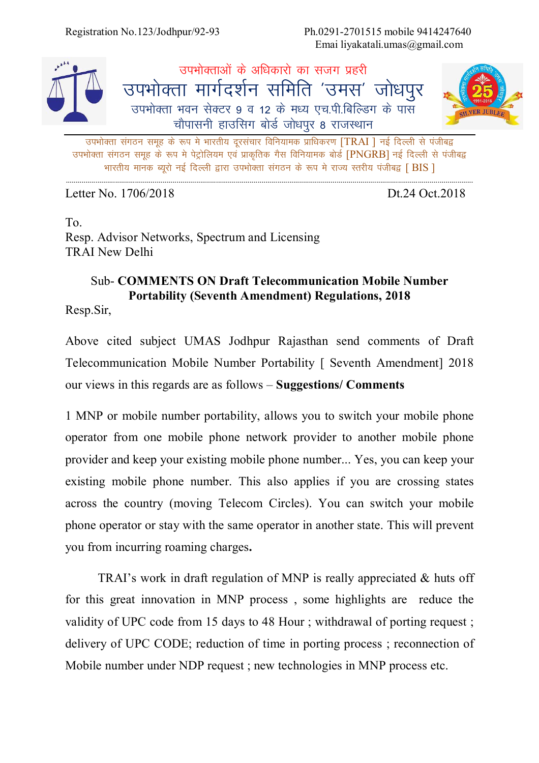Registration No.123/Jodhpur/92-93

Ph.0291-2701515 mobile 9414247640
Emai liyakatali.umas@gmail.com

उपभोक्ताओं के अधिकारो का सजग प्रहरी

# उपभोक्ता मार्गदर्शन समिति 'उमस' जोधपुर

उपभोक्ता भवन सेक्टर 9 व 12 के मध्य एच.पी.बिल्डिग के पास
चौपासनी हाउसिग बोर्ड जोधपुर 8 राजस्थान

उपभोक्ता संगठन समूह के रूप मे भारतीय दूरसंचार विनियामक प्राधिकरण [TRAI ] नई दिल्ली से पंजीबद्व
उपभोक्ता संगठन समूह के रूप मे पेट्रोलियम एवं प्राकृतिक गैस विनियामक बोर्ड [PNGRB] नई दिल्ली से पंजीबद्व
भारतीय मानक ब्यूरो नई दिल्ली द्वारा उपभोक्ता संगठन के रूप मे राज्य स्तरीय पंजीबद्व [ BIS ]

---

Letter No. 1706/2018 Dt.24 Oct.2018

To.
Resp. Advisor Networks, Spectrum and Licensing
TRAI New Delhi

Sub- **COMMENTS ON Draft Telecommunication Mobile Number Portability (Seventh Amendment) Regulations, 2018**

Resp.Sir,

Above cited subject UMAS Jodhpur Rajasthan send comments of Draft Telecommunication Mobile Number Portability [ Seventh Amendment] 2018 our views in this regards are as follows – **Suggestions/ Comments**

1 MNP or mobile number portability, allows you to switch your mobile phone operator from one mobile phone network provider to another mobile phone provider and keep your existing mobile phone number... Yes, you can keep your existing mobile phone number. This also applies if you are crossing states across the country (moving Telecom Circles). You can switch your mobile phone operator or stay with the same operator in another state. This will prevent you from incurring roaming charges**.**

TRAI's work in draft regulation of MNP is really appreciated & huts off for this great innovation in MNP process , some highlights are reduce the validity of UPC code from 15 days to 48 Hour ; withdrawal of porting request ; delivery of UPC CODE; reduction of time in porting process ; reconnection of Mobile number under NDP request ; new technologies in MNP process etc.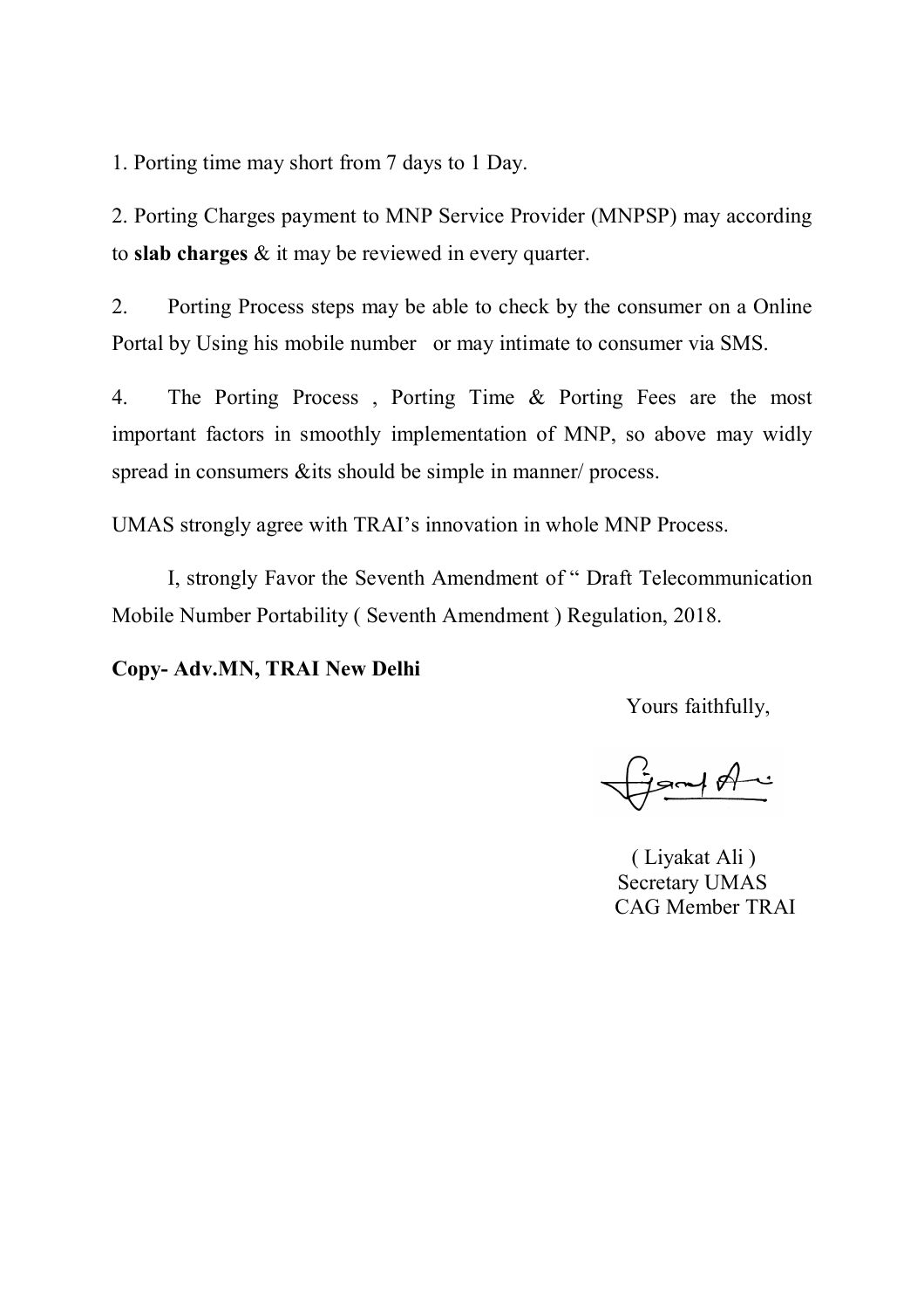1. Porting time may short from 7 days to 1 Day.

2. Porting Charges payment to MNP Service Provider (MNPSP) may according to **slab charges** & it may be reviewed in every quarter.

2. Porting Process steps may be able to check by the consumer on a Online Portal by Using his mobile number or may intimate to consumer via SMS.

4. The Porting Process , Porting Time & Porting Fees are the most important factors in smoothly implementation of MNP, so above may widly spread in consumers &its should be simple in manner/ process.

UMAS strongly agree with TRAI's innovation in whole MNP Process.

I, strongly Favor the Seventh Amendment of " Draft Telecommunication Mobile Number Portability ( Seventh Amendment ) Regulation, 2018.

**Copy- Adv.MN, TRAI New Delhi**

Yours faithfully,

( Liyakat Ali )
Secretary UMAS
CAG Member TRAI